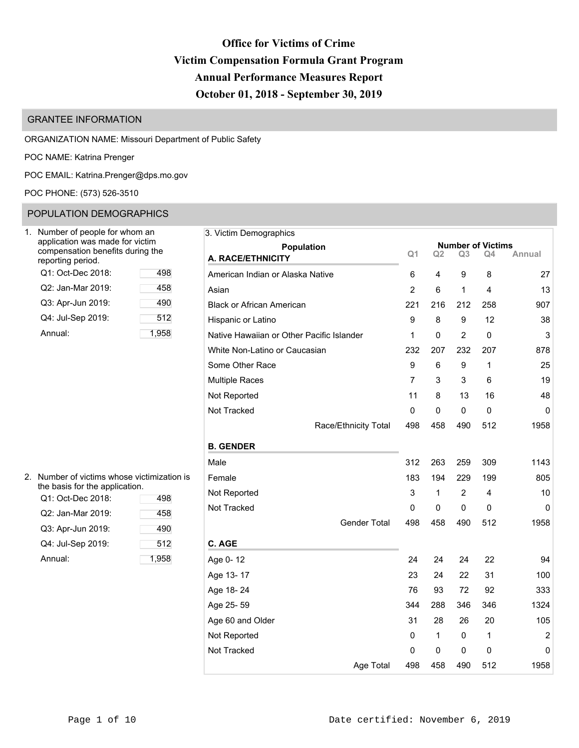# Office for Victims of Crime
# Victim Compensation Formula Grant Program
# Annual Performance Measures Report
# October 01, 2018 - September 30, 2019

## GRANTEE INFORMATION

ORGANIZATION NAME: Missouri Department of Public Safety

POC NAME: Katrina Prenger

POC EMAIL: Katrina.Prenger@dps.mo.gov

POC PHONE: (573) 526-3510

## POPULATION DEMOGRAPHICS

1. Number of people for whom an application was made for victim compensation benefits during the reporting period.

| | |
|---|---|
| Q1: Oct-Dec 2018: | 498 |
| Q2: Jan-Mar 2019: | 458 |
| Q3: Apr-Jun 2019: | 490 |
| Q4: Jul-Sep 2019: | 512 |
| Annual: | 1,958 |

2. Number of victims whose victimization is the basis for the application.

| | |
|---|---|
| Q1: Oct-Dec 2018: | 498 |
| Q2: Jan-Mar 2019: | 458 |
| Q3: Apr-Jun 2019: | 490 |
| Q4: Jul-Sep 2019: | 512 |
| Annual: | 1,958 |

3. Victim Demographics

| Population | Number of Victims | | | | |
|---|---|---|---|---|---|
| | Q1 | Q2 | Q3 | Q4 | Annual |
| **A. RACE/ETHNICITY** | | | | | |
| American Indian or Alaska Native | 6 | 4 | 9 | 8 | 27 |
| Asian | 2 | 6 | 1 | 4 | 13 |
| Black or African American | 221 | 216 | 212 | 258 | 907 |
| Hispanic or Latino | 9 | 8 | 9 | 12 | 38 |
| Native Hawaiian or Other Pacific Islander | 1 | 0 | 2 | 0 | 3 |
| White Non-Latino or Caucasian | 232 | 207 | 232 | 207 | 878 |
| Some Other Race | 9 | 6 | 9 | 1 | 25 |
| Multiple Races | 7 | 3 | 3 | 6 | 19 |
| Not Reported | 11 | 8 | 13 | 16 | 48 |
| Not Tracked | 0 | 0 | 0 | 0 | 0 |
| Race/Ethnicity Total | 498 | 458 | 490 | 512 | 1958 |
| **B. GENDER** | | | | | |
| Male | 312 | 263 | 259 | 309 | 1143 |
| Female | 183 | 194 | 229 | 199 | 805 |
| Not Reported | 3 | 1 | 2 | 4 | 10 |
| Not Tracked | 0 | 0 | 0 | 0 | 0 |
| Gender Total | 498 | 458 | 490 | 512 | 1958 |
| **C. AGE** | | | | | |
| Age 0- 12 | 24 | 24 | 24 | 22 | 94 |
| Age 13- 17 | 23 | 24 | 22 | 31 | 100 |
| Age 18- 24 | 76 | 93 | 72 | 92 | 333 |
| Age 25- 59 | 344 | 288 | 346 | 346 | 1324 |
| Age 60 and Older | 31 | 28 | 26 | 20 | 105 |
| Not Reported | 0 | 1 | 0 | 1 | 2 |
| Not Tracked | 0 | 0 | 0 | 0 | 0 |
| Age Total | 498 | 458 | 490 | 512 | 1958 |

Date certified: November 6, 2019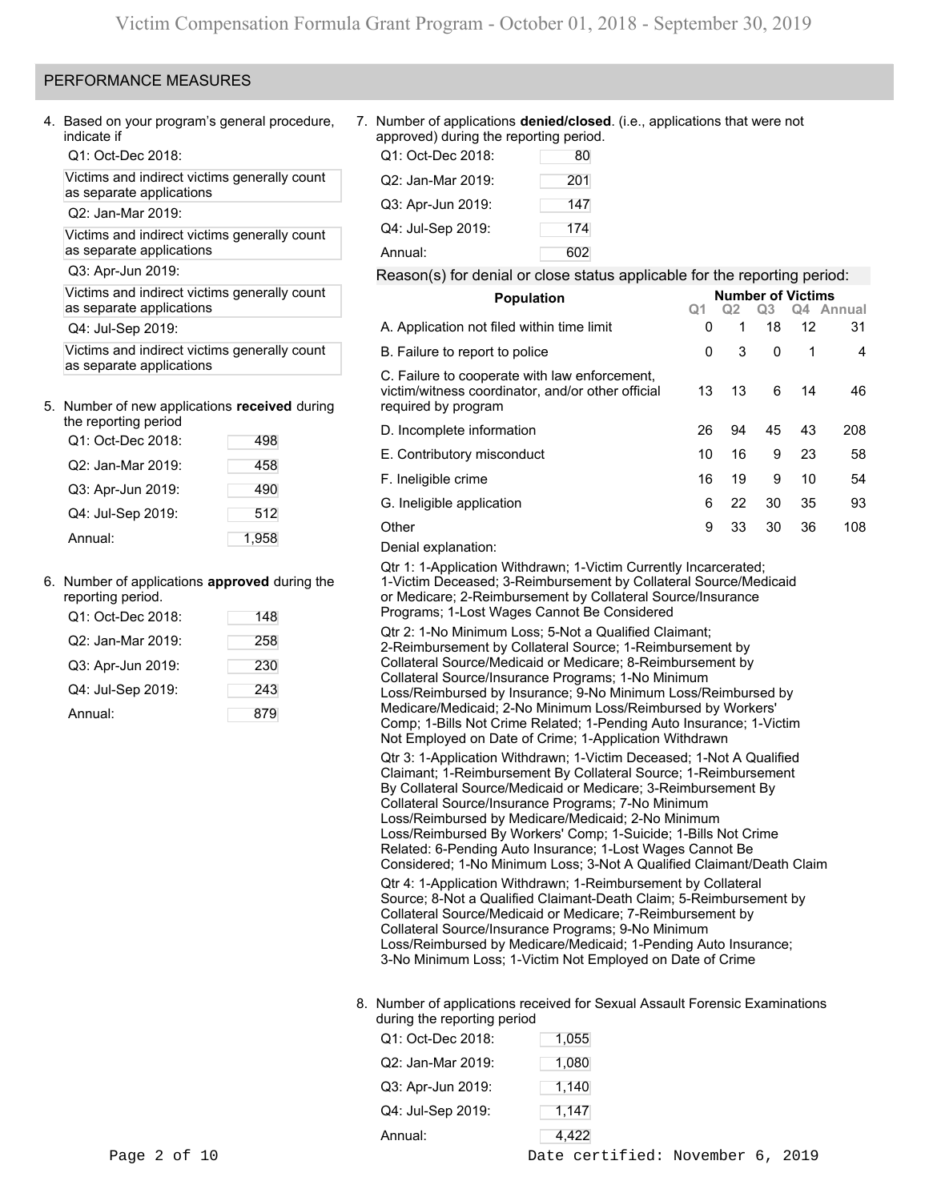## PERFORMANCE MEASURES

4. Based on your program's general procedure, indicate if

Q1: Oct-Dec 2018:

Victims and indirect victims generally count as separate applications

Q2: Jan-Mar 2019:

Victims and indirect victims generally count as separate applications

Q3: Apr-Jun 2019:

Victims and indirect victims generally count as separate applications

Q4: Jul-Sep 2019:

Victims and indirect victims generally count as separate applications

5. Number of new applications **received** during the reporting period

| | |
|---|---|
| Q1: Oct-Dec 2018: | 498 |
| Q2: Jan-Mar 2019: | 458 |
| Q3: Apr-Jun 2019: | 490 |
| Q4: Jul-Sep 2019: | 512 |
| Annual: | 1,958 |

6. Number of applications **approved** during the reporting period.

| | |
|---|---|
| Q1: Oct-Dec 2018: | 148 |
| Q2: Jan-Mar 2019: | 258 |
| Q3: Apr-Jun 2019: | 230 |
| Q4: Jul-Sep 2019: | 243 |
| Annual: | 879 |

7. Number of applications **denied/closed**. (i.e., applications that were not approved) during the reporting period.

| | |
|---|---|
| Q1: Oct-Dec 2018: | 80 |
| Q2: Jan-Mar 2019: | 201 |
| Q3: Apr-Jun 2019: | 147 |
| Q4: Jul-Sep 2019: | 174 |
| Annual: | 602 |

Reason(s) for denial or close status applicable for the reporting period:

| Population | Number of Victims | | | | |
|---|---|---|---|---|---|
| | Q1 | Q2 | Q3 | Q4 | Annual |
| A. Application not filed within time limit | 0 | 1 | 18 | 12 | 31 |
| B. Failure to report to police | 0 | 3 | 0 | 1 | 4 |
| C. Failure to cooperate with law enforcement, victim/witness coordinator, and/or other official required by program | 13 | 13 | 6 | 14 | 46 |
| D. Incomplete information | 26 | 94 | 45 | 43 | 208 |
| E. Contributory misconduct | 10 | 16 | 9 | 23 | 58 |
| F. Ineligible crime | 16 | 19 | 9 | 10 | 54 |
| G. Ineligible application | 6 | 22 | 30 | 35 | 93 |
| Other | 9 | 33 | 30 | 36 | 108 |

Denial explanation:

Qtr 1: 1-Application Withdrawn; 1-Victim Currently Incarcerated; 1-Victim Deceased; 3-Reimbursement by Collateral Source/Medicaid or Medicare; 2-Reimbursement by Collateral Source/Insurance Programs; 1-Lost Wages Cannot Be Considered

Qtr 2: 1-No Minimum Loss; 5-Not a Qualified Claimant; 2-Reimbursement by Collateral Source; 1-Reimbursement by Collateral Source/Medicaid or Medicare; 8-Reimbursement by Collateral Source/Insurance Programs; 1-No Minimum Loss/Reimbursed by Insurance; 9-No Minimum Loss/Reimbursed by Medicare/Medicaid; 2-No Minimum Loss/Reimbursed by Workers' Comp; 1-Bills Not Crime Related; 1-Pending Auto Insurance; 1-Victim Not Employed on Date of Crime; 1-Application Withdrawn

Qtr 3: 1-Application Withdrawn; 1-Victim Deceased; 1-Not A Qualified Claimant; 1-Reimbursement By Collateral Source; 1-Reimbursement By Collateral Source/Medicaid or Medicare; 3-Reimbursement By Collateral Source/Insurance Programs; 7-No Minimum Loss/Reimbursed by Medicare/Medicaid; 2-No Minimum Loss/Reimbursed By Workers' Comp; 1-Suicide; 1-Bills Not Crime Related: 6-Pending Auto Insurance; 1-Lost Wages Cannot Be Considered; 1-No Minimum Loss; 3-Not A Qualified Claimant/Death Claim

Qtr 4: 1-Application Withdrawn; 1-Reimbursement by Collateral Source; 8-Not a Qualified Claimant-Death Claim; 5-Reimbursement by Collateral Source/Medicaid or Medicare; 7-Reimbursement by Collateral Source/Insurance Programs; 9-No Minimum Loss/Reimbursed by Medicare/Medicaid; 1-Pending Auto Insurance; 3-No Minimum Loss; 1-Victim Not Employed on Date of Crime

8. Number of applications received for Sexual Assault Forensic Examinations during the reporting period

| | |
|---|---|
| Q1: Oct-Dec 2018: | 1,055 |
| Q2: Jan-Mar 2019: | 1,080 |
| Q3: Apr-Jun 2019: | 1,140 |
| Q4: Jul-Sep 2019: | 1,147 |
| Annual: | 4,422 |

Date certified: November 6, 2019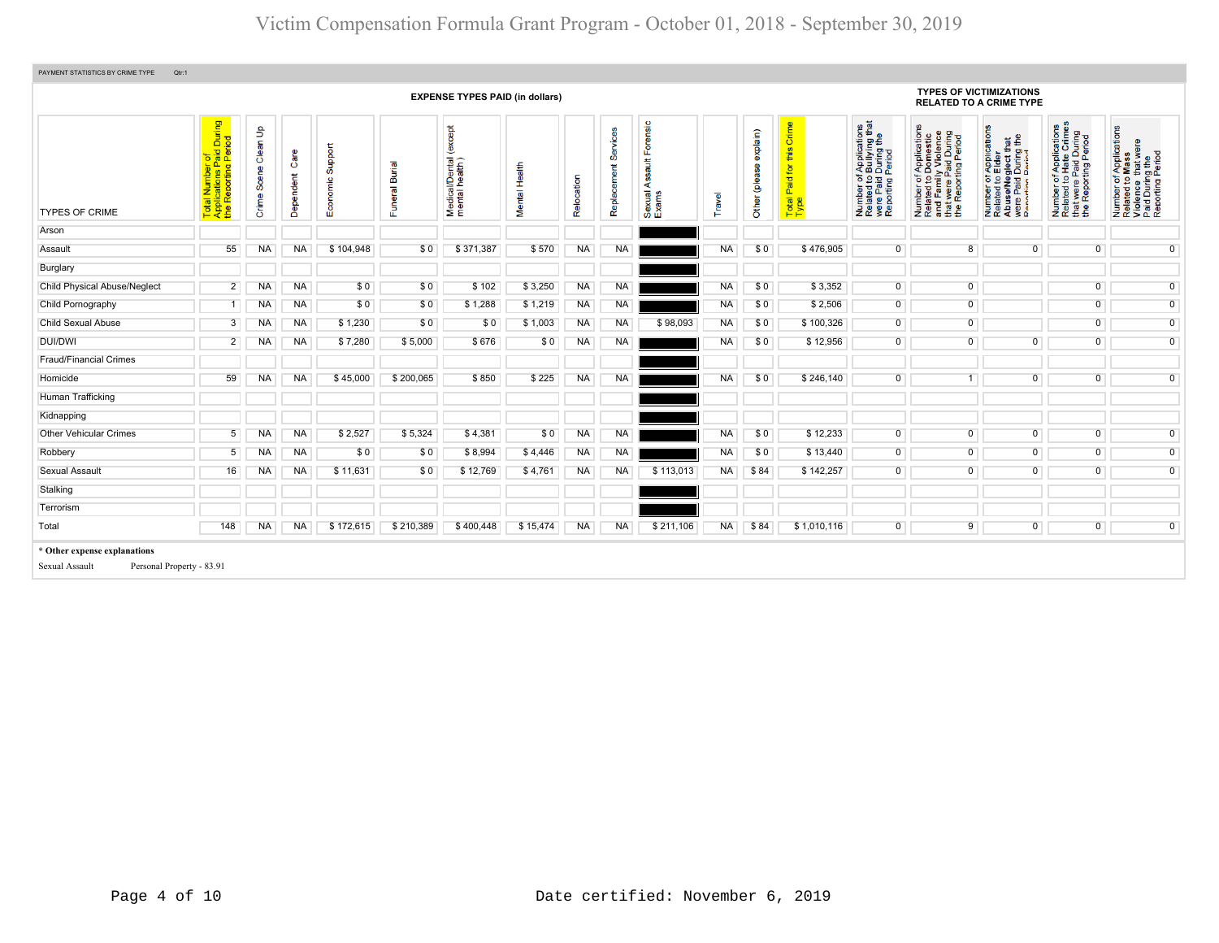# Victim Compensation Formula Grant Program - October 01, 2018 - September 30, 2019

PAYMENT STATISTICS BY CRIME TYPE Qtr:1

| TYPES OF CRIME | Total Number of Applications Paid During the Reporting Period | EXPENSE TYPES PAID (in dollars) | | | | | | | | | | | | TYPES OF VICTIMIZATIONS RELATED TO A CRIME TYPE | | | | |
|---|---|---|---|---|---|---|---|---|---|---|---|---|---|---|---|---|---|---|
| | | Crime Scene Clean Up | Dependent Care | Economic Support | Funeral Burial | Medical/Dental (except mental health) | Mental Health | Relocation | Replacement Services | Sexual Assault Forensic Exams | Travel | Other (please explain) | Total Paid for this Crime Type | Number of Applications Related to Bullying that were Paid During the Reporting Period | Number of Applications Related to Domestic and Family Violence that were Paid During the Reporting Period | Number of Applications Related to Elder Abuse/Neglect that were Paid During the Reporting Period | Number of Applications Related to Hate Crimes that were Paid During the Reporting Period | Number of Applications Related to Mass Violence that were Paid During the Reporting Period |
| Arson | | | | | | | | | | | | | | | | | | |
| Assault | 55 | NA | NA | $ 104,948 | $ 0 | $ 371,387 | $ 570 | NA | NA | | NA | $ 0 | $ 476,905 | 0 | 8 | 0 | 0 | 0 |
| Burglary | | | | | | | | | | | | | | | | | | |
| Child Physical Abuse/Neglect | 2 | NA | NA | $ 0 | $ 0 | $ 102 | $ 3,250 | NA | NA | | NA | $ 0 | $ 3,352 | 0 | 0 | | 0 | 0 |
| Child Pornography | 1 | NA | NA | $ 0 | $ 0 | $ 1,288 | $ 1,219 | NA | NA | | NA | $ 0 | $ 2,506 | 0 | 0 | | 0 | 0 |
| Child Sexual Abuse | 3 | NA | NA | $ 1,230 | $ 0 | $ 0 | $ 1,003 | NA | NA | $ 98,093 | NA | $ 0 | $ 100,326 | 0 | 0 | | 0 | 0 |
| DUI/DWI | 2 | NA | NA | $ 7,280 | $ 5,000 | $ 676 | $ 0 | NA | NA | | NA | $ 0 | $ 12,956 | 0 | 0 | 0 | 0 | 0 |
| Fraud/Financial Crimes | | | | | | | | | | | | | | | | | | |
| Homicide | 59 | NA | NA | $ 45,000 | $ 200,065 | $ 850 | $ 225 | NA | NA | | NA | $ 0 | $ 246,140 | 0 | 1 | 0 | 0 | 0 |
| Human Trafficking | | | | | | | | | | | | | | | | | | |
| Kidnapping | | | | | | | | | | | | | | | | | | |
| Other Vehicular Crimes | 5 | NA | NA | $ 2,527 | $ 5,324 | $ 4,381 | $ 0 | NA | NA | | NA | $ 0 | $ 12,233 | 0 | 0 | 0 | 0 | 0 |
| Robbery | 5 | NA | NA | $ 0 | $ 0 | $ 8,994 | $ 4,446 | NA | NA | | NA | $ 0 | $ 13,440 | 0 | 0 | 0 | 0 | 0 |
| Sexual Assault | 16 | NA | NA | $ 11,631 | $ 0 | $ 12,769 | $ 4,761 | NA | NA | $ 113,013 | NA | $ 84 | $ 142,257 | 0 | 0 | 0 | 0 | 0 |
| Stalking | | | | | | | | | | | | | | | | | | |
| Terrorism | | | | | | | | | | | | | | | | | | |
| Total | 148 | NA | NA | $ 172,615 | $ 210,389 | $ 400,448 | $ 15,474 | NA | NA | $ 211,106 | NA | $ 84 | $ 1,010,116 | 0 | 9 | 0 | 0 | 0 |

**\* Other expense explanations**

Sexual Assault — Personal Property - 83.91

Date certified: November 6, 2019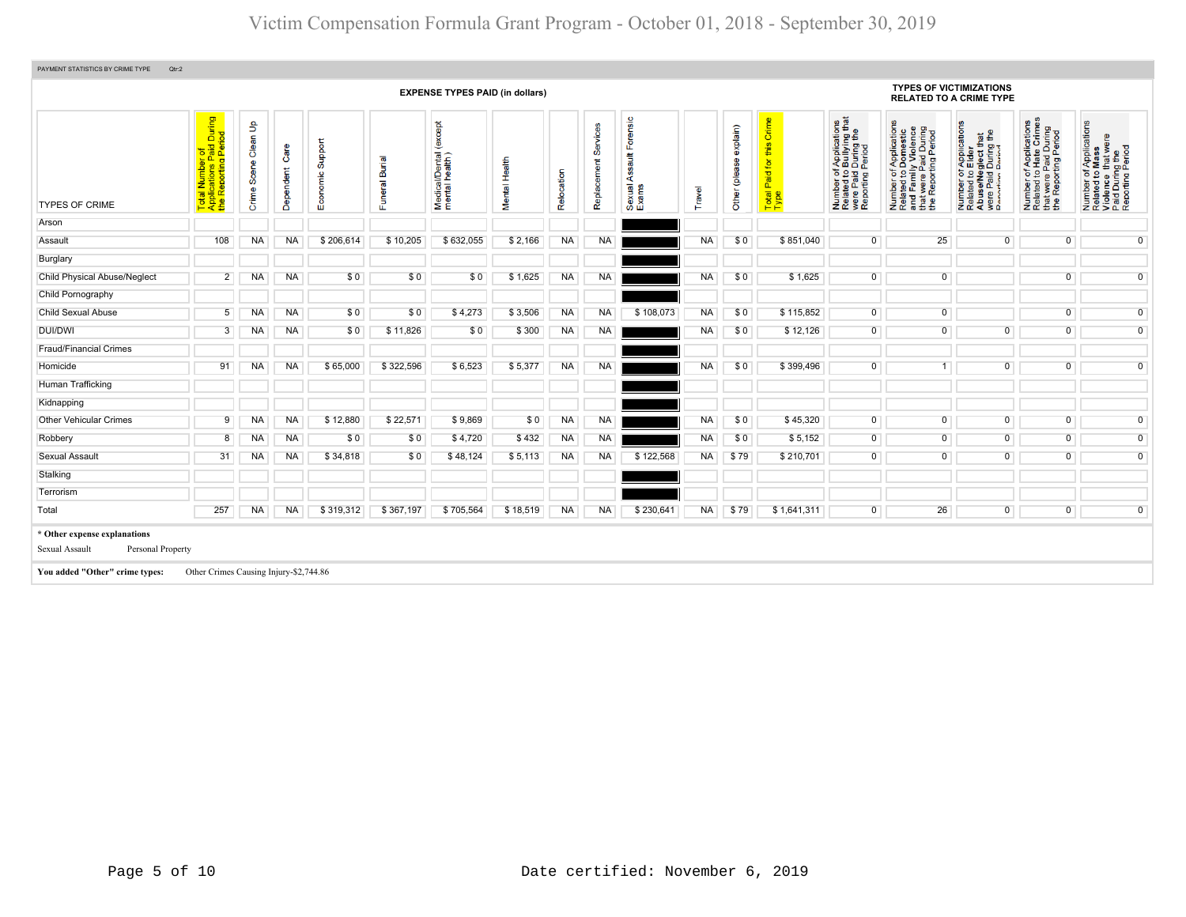# Victim Compensation Formula Grant Program - October 01, 2018 - September 30, 2019

PAYMENT STATISTICS BY CRIME TYPE Qtr:2

| | EXPENSE TYPES PAID (in dollars) | | | | | | | | | | | | | | TYPES OF VICTIMIZATIONS RELATED TO A CRIME TYPE | | | | |
|---|---|---|---|---|---|---|---|---|---|---|---|---|---|---|---|---|---|---|---|
| TYPES OF CRIME | Total Number of Applications Paid During the Reporting Period | Crime Scene Clean Up | Dependent Care | Economic Support | Funeral Burial | Medical/Dental (except mental health) | Mental Health | Relocation | Replacement Services | Sexual Assault Forensic Exams | Travel | Other (please explain) | Total Paid for this Crime Type | Number of Applications Related to Bullying that were Paid During the Reporting Period | Number of Applications Related to Domestic and Family Violence that were Paid During the Reporting Period | Number of Applications Related to Elder Abuse/Neglect that were Paid During the Reporting Period | Number of Applications Related to Hate Crimes that were Paid During the Reporting Period | Number of Applications Related to Mass Violence that were Paid During the Reporting Period |
| Arson | | | | | | | | | | | | | | | | | | |
| Assault | 108 | NA | NA | $ 206,614 | $ 10,205 | $ 632,055 | $ 2,166 | NA | NA | | NA | $ 0 | $ 851,040 | 0 | 25 | 0 | 0 | 0 |
| Burglary | | | | | | | | | | | | | | | | | | |
| Child Physical Abuse/Neglect | 2 | NA | NA | $ 0 | $ 0 | $ 0 | $ 1,625 | NA | NA | | NA | $ 0 | $ 1,625 | 0 | 0 | | 0 | 0 |
| Child Pornography | | | | | | | | | | | | | | | | | | |
| Child Sexual Abuse | 5 | NA | NA | $ 0 | $ 0 | $ 4,273 | $ 3,506 | NA | NA | $ 108,073 | NA | $ 0 | $ 115,852 | 0 | 0 | | 0 | 0 |
| DUI/DWI | 3 | NA | NA | $ 0 | $ 11,826 | $ 0 | $ 300 | NA | NA | | NA | $ 0 | $ 12,126 | 0 | 0 | 0 | 0 | 0 |
| Fraud/Financial Crimes | | | | | | | | | | | | | | | | | | |
| Homicide | 91 | NA | NA | $ 65,000 | $ 322,596 | $ 6,523 | $ 5,377 | NA | NA | | NA | $ 0 | $ 399,496 | 0 | 1 | 0 | 0 | 0 |
| Human Trafficking | | | | | | | | | | | | | | | | | | |
| Kidnapping | | | | | | | | | | | | | | | | | | |
| Other Vehicular Crimes | 9 | NA | NA | $ 12,880 | $ 22,571 | $ 9,869 | $ 0 | NA | NA | | NA | $ 0 | $ 45,320 | 0 | 0 | 0 | 0 | 0 |
| Robbery | 8 | NA | NA | $ 0 | $ 0 | $ 4,720 | $ 432 | NA | NA | | NA | $ 0 | $ 5,152 | 0 | 0 | 0 | 0 | 0 |
| Sexual Assault | 31 | NA | NA | $ 34,818 | $ 0 | $ 48,124 | $ 5,113 | NA | NA | $ 122,568 | NA | $ 79 | $ 210,701 | 0 | 0 | 0 | 0 | 0 |
| Stalking | | | | | | | | | | | | | | | | | | |
| Terrorism | | | | | | | | | | | | | | | | | | |
| Total | 257 | NA | NA | $ 319,312 | $ 367,197 | $ 705,564 | $ 18,519 | NA | NA | $ 230,641 | NA | $ 79 | $ 1,641,311 | 0 | 26 | 0 | 0 | 0 |

**\* Other expense explanations**

Sexual Assault — Personal Property

**You added "Other" crime types:** Other Crimes Causing Injury-$2,744.86

Date certified: November 6, 2019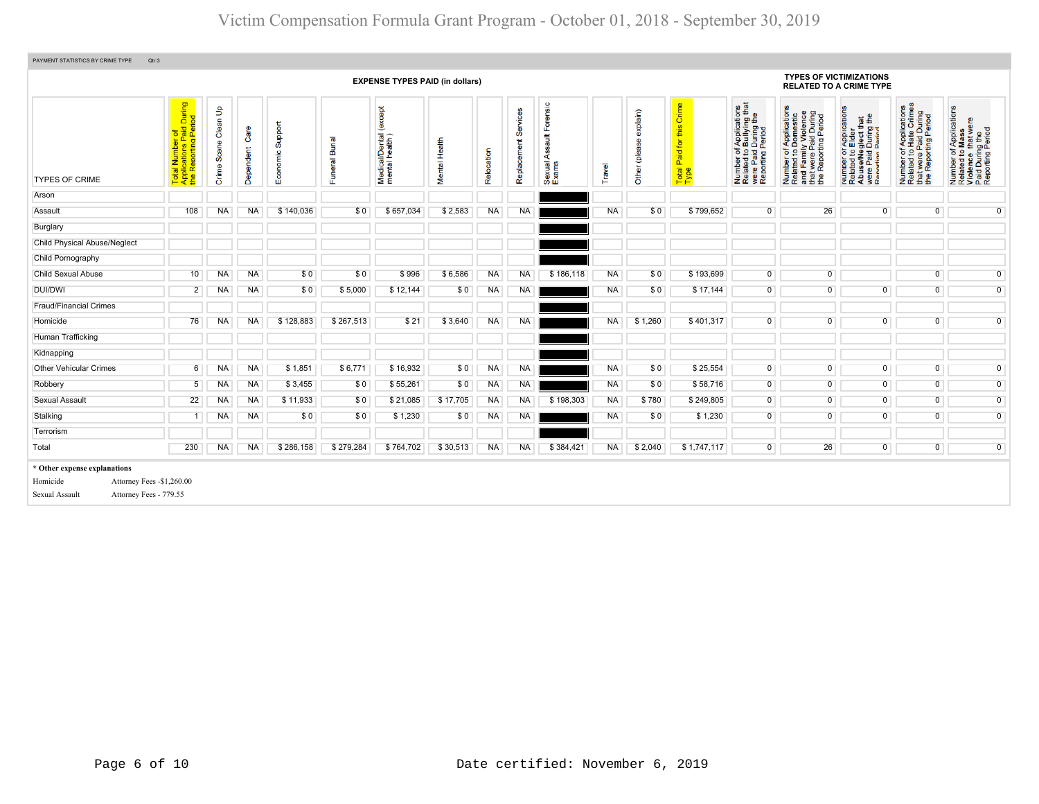# Victim Compensation Formula Grant Program - October 01, 2018 - September 30, 2019

PAYMENT STATISTICS BY CRIME TYPE Qtr:3

| TYPES OF CRIME | Total Number of Applications Paid During the Reporting Period | EXPENSE TYPES PAID (in dollars) | | | | | | | | | | | | TYPES OF VICTIMIZATIONS RELATED TO A CRIME TYPE | | | | |
|---|---|---|---|---|---|---|---|---|---|---|---|---|---|---|---|---|---|---|
| | | Crime Scene Clean Up | Dependent Care | Economic Support | Funeral Burial | Medical/Dental (except mental health ) | Mental Health | Relocation | Replacement Services | Sexual Assault Forensic Exams | Travel | Other (please explain) | Total Paid for this Crime Type | Number of Applications Related to Bullying that were Paid During the Reporting Period | Number of Applications Related to Domestic and Family Violence that were Paid During the Reporting Period | Number of applications Related to Elder Abuse/Neglect that were Paid During the Reporting Period | Number of Applications Related to Hate Crimes that were Paid During the Reporting Period | Number of Applications Related to Mass Violence that were Paid During the Reporting Period |
| Arson | | | | | | | | | | | | | | | | | | |
| Assault | 108 | NA | NA | $ 140,036 | $ 0 | $ 657,034 | $ 2,583 | NA | NA | | NA | $ 0 | $ 799,652 | 0 | 26 | 0 | 0 | 0 |
| Burglary | | | | | | | | | | | | | | | | | | |
| Child Physical Abuse/Neglect | | | | | | | | | | | | | | | | | | |
| Child Pornography | | | | | | | | | | | | | | | | | | |
| Child Sexual Abuse | 10 | NA | NA | $ 0 | $ 0 | $ 996 | $ 6,586 | NA | NA | $ 186,118 | NA | $ 0 | $ 193,699 | 0 | 0 | | 0 | 0 |
| DUI/DWI | 2 | NA | NA | $ 0 | $ 5,000 | $ 12,144 | $ 0 | NA | NA | | NA | $ 0 | $ 17,144 | 0 | 0 | 0 | 0 | 0 |
| Fraud/Financial Crimes | | | | | | | | | | | | | | | | | | |
| Homicide | 76 | NA | NA | $ 128,883 | $ 267,513 | $ 21 | $ 3,640 | NA | NA | | NA | $ 1,260 | $ 401,317 | 0 | 0 | 0 | 0 | 0 |
| Human Trafficking | | | | | | | | | | | | | | | | | | |
| Kidnapping | | | | | | | | | | | | | | | | | | |
| Other Vehicular Crimes | 6 | NA | NA | $ 1,851 | $ 6,771 | $ 16,932 | $ 0 | NA | NA | | NA | $ 0 | $ 25,554 | 0 | 0 | 0 | 0 | 0 |
| Robbery | 5 | NA | NA | $ 3,455 | $ 0 | $ 55,261 | $ 0 | NA | NA | | NA | $ 0 | $ 58,716 | 0 | 0 | 0 | 0 | 0 |
| Sexual Assault | 22 | NA | NA | $ 11,933 | $ 0 | $ 21,085 | $ 17,705 | NA | NA | $ 198,303 | NA | $ 780 | $ 249,805 | 0 | 0 | 0 | 0 | 0 |
| Stalking | 1 | NA | NA | $ 0 | $ 0 | $ 1,230 | $ 0 | NA | NA | | NA | $ 0 | $ 1,230 | 0 | 0 | 0 | 0 | 0 |
| Terrorism | | | | | | | | | | | | | | | | | | |
| Total | 230 | NA | NA | $ 286,158 | $ 279,284 | $ 764,702 | $ 30,513 | NA | NA | $ 384,421 | NA | $ 2,040 | $ 1,747,117 | 0 | 26 | 0 | 0 | 0 |

**\* Other expense explanations**

| | |
|---|---|
| Homicide | Attorney Fees -$1,260.00 |
| Sexual Assault | Attorney Fees - 779.55 |

Date certified: November 6, 2019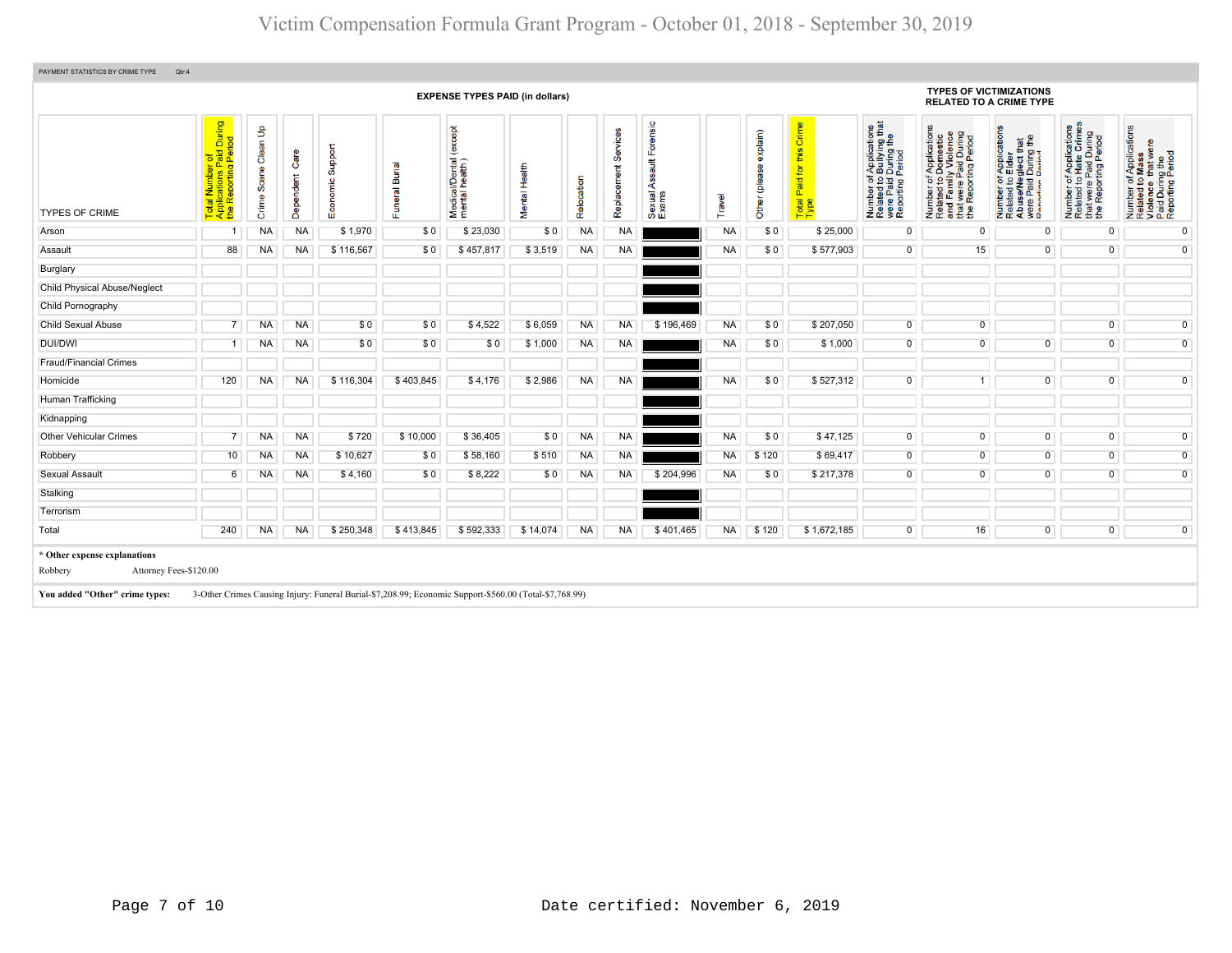# Victim Compensation Formula Grant Program - October 01, 2018 - September 30, 2019

PAYMENT STATISTICS BY CRIME TYPE Qtr:4

| TYPES OF CRIME | Total Number of Applications Paid During the Reporting Period | EXPENSE TYPES PAID (in dollars) | | | | | | | | | | | | Total Paid for this Crime Type | TYPES OF VICTIMIZATIONS RELATED TO A CRIME TYPE | | | | |
|---|---|---|---|---|---|---|---|---|---|---|---|---|---|---|---|---|---|---|---|
| | | Crime Scene Clean Up | Dependent Care | Economic Support | Funeral Burial | Medical/Dental (except mental health) | Mental Health | Relocation | Replacement Services | Sexual Assault Forensic Exams | Travel | Other (please explain) | | | Number of Applications Related to Bullying that were Paid During the Reporting Period | Number of Applications Related to Domestic and Family Violence that were Paid During the Reporting Period | Number of Applications Related to Elder Abuse/Neglect that were Paid During the Reporting Period | Number of Applications Related to Hate Crimes that were Paid During the Reporting Period | Number of Applications Related to Mass Violence that were Paid During the Reporting Period |
| Arson | 1 | NA | NA | $ 1,970 | $ 0 | $ 23,030 | $ 0 | NA | NA | | NA | $ 0 | $ 25,000 | 0 | 0 | 0 | 0 | 0 |
| Assault | 88 | NA | NA | $ 116,567 | $ 0 | $ 457,817 | $ 3,519 | NA | NA | | NA | $ 0 | $ 577,903 | 0 | 15 | 0 | 0 | 0 |
| Burglary | | | | | | | | | | | | | | | | | | |
| Child Physical Abuse/Neglect | | | | | | | | | | | | | | | | | | |
| Child Pornography | | | | | | | | | | | | | | | | | | |
| Child Sexual Abuse | 7 | NA | NA | $ 0 | $ 0 | $ 4,522 | $ 6,059 | NA | NA | $ 196,469 | NA | $ 0 | $ 207,050 | 0 | 0 | | 0 | 0 |
| DUI/DWI | 1 | NA | NA | $ 0 | $ 0 | $ 0 | $ 1,000 | NA | NA | | NA | $ 0 | $ 1,000 | 0 | 0 | 0 | 0 | 0 |
| Fraud/Financial Crimes | | | | | | | | | | | | | | | | | | |
| Homicide | 120 | NA | NA | $ 116,304 | $ 403,845 | $ 4,176 | $ 2,986 | NA | NA | | NA | $ 0 | $ 527,312 | 0 | 1 | 0 | 0 | 0 |
| Human Trafficking | | | | | | | | | | | | | | | | | | |
| Kidnapping | | | | | | | | | | | | | | | | | | |
| Other Vehicular Crimes | 7 | NA | NA | $ 720 | $ 10,000 | $ 36,405 | $ 0 | NA | NA | | NA | $ 0 | $ 47,125 | 0 | 0 | 0 | 0 | 0 |
| Robbery | 10 | NA | NA | $ 10,627 | $ 0 | $ 58,160 | $ 510 | NA | NA | | NA | $ 120 | $ 69,417 | 0 | 0 | 0 | 0 | 0 |
| Sexual Assault | 6 | NA | NA | $ 4,160 | $ 0 | $ 8,222 | $ 0 | NA | NA | $ 204,996 | NA | $ 0 | $ 217,378 | 0 | 0 | 0 | 0 | 0 |
| Stalking | | | | | | | | | | | | | | | | | | |
| Terrorism | | | | | | | | | | | | | | | | | | |
| Total | 240 | NA | NA | $ 250,348 | $ 413,845 | $ 592,333 | $ 14,074 | NA | NA | $ 401,465 | NA | $ 120 | $ 1,672,185 | 0 | 16 | 0 | 0 | 0 |

**\* Other expense explanations**

Robbery Attorney Fees-$120.00

**You added "Other" crime types:** 3-Other Crimes Causing Injury: Funeral Burial-$7,208.99; Economic Support-$560.00 (Total-$7,768.99)

Date certified: November 6, 2019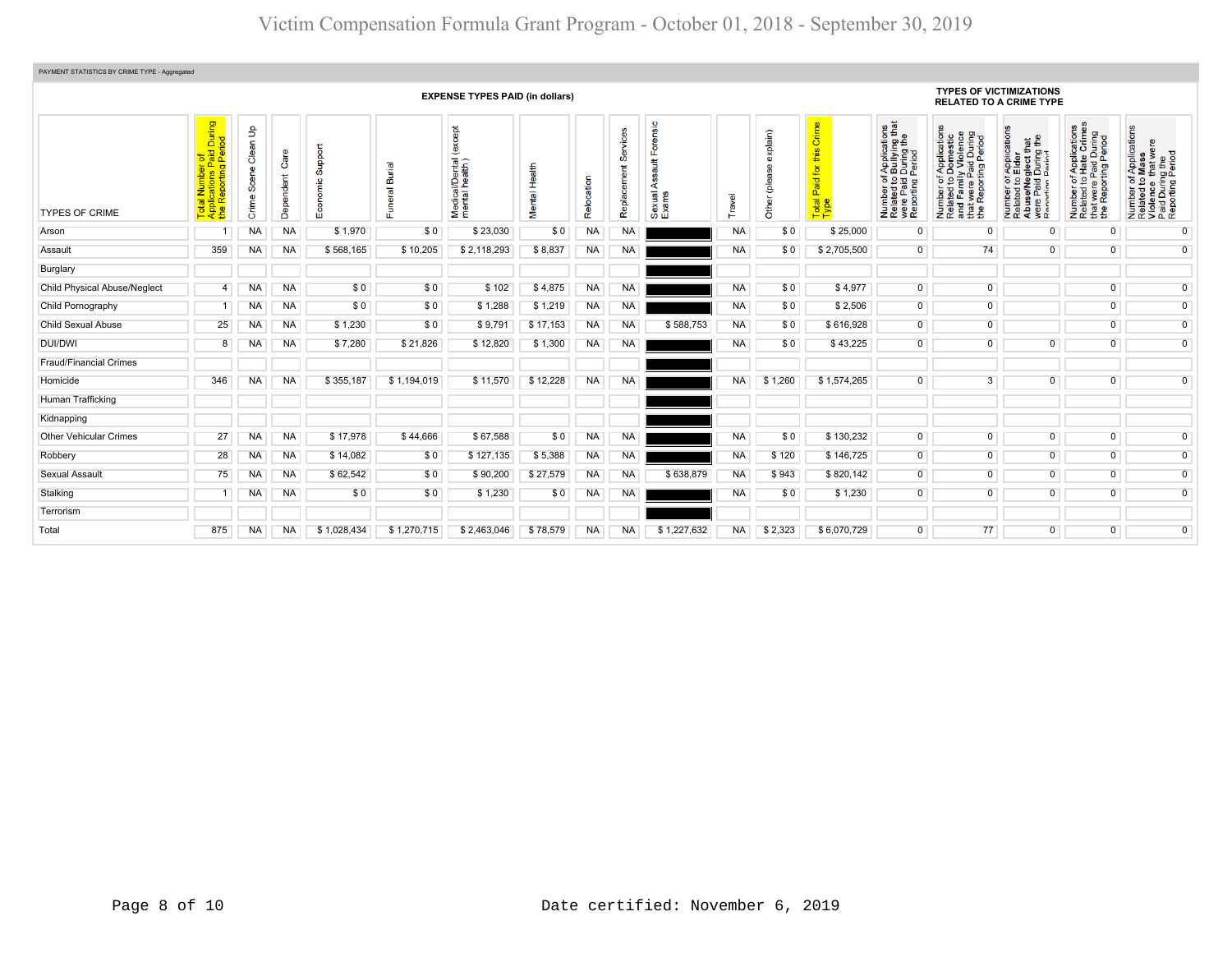# Victim Compensation Formula Grant Program - October 01, 2018 - September 30, 2019

PAYMENT STATISTICS BY CRIME TYPE - Aggregated

| TYPES OF CRIME | Total Number of Applications Paid During the Reporting Period | EXPENSE TYPES PAID (in dollars) | | | | | | | | | | | | Total Paid for this Crime Type | TYPES OF VICTIMIZATIONS RELATED TO A CRIME TYPE | | | | |
|---|---|---|---|---|---|---|---|---|---|---|---|---|---|---|---|---|---|---|---|
| | | Crime Scene Clean Up | Dependent Care | Economic Support | Funeral Burial | Medical/Dental (except mental health) | Mental Health | Relocation | Replacement Services | Sexual Assault Forensic Exams | Travel | Other (please explain) | | | Number of Applications Related to Bullying that were Paid During the Reporting Period | Number of Applications Related to Domestic and Family Violence that were Paid During the Reporting Period | Number of Applications Related to Elder Abuse/Neglect that were Paid During the Reporting Period | Number of Applications Related to Hate Crimes that were Paid During the Reporting Period | Number of Applications Related to Mass Violence that were Paid During the Reporting Period |
| Arson | 1 | NA | NA | $ 1,970 | $ 0 | $ 23,030 | $ 0 | NA | NA | | NA | $ 0 | $ 25,000 | 0 | 0 | 0 | 0 | 0 |
| Assault | 359 | NA | NA | $ 568,165 | $ 10,205 | $ 2,118,293 | $ 8,837 | NA | NA | | NA | $ 0 | $ 2,705,500 | 0 | 74 | 0 | 0 | 0 |
| Burglary | | | | | | | | | | | | | | | | | | |
| Child Physical Abuse/Neglect | 4 | NA | NA | $ 0 | $ 0 | $ 102 | $ 4,875 | NA | NA | | NA | $ 0 | $ 4,977 | 0 | 0 | | 0 | 0 |
| Child Pornography | 1 | NA | NA | $ 0 | $ 0 | $ 1,288 | $ 1,219 | NA | NA | | NA | $ 0 | $ 2,506 | 0 | 0 | | 0 | 0 |
| Child Sexual Abuse | 25 | NA | NA | $ 1,230 | $ 0 | $ 9,791 | $ 17,153 | NA | NA | $ 588,753 | NA | $ 0 | $ 616,928 | 0 | 0 | | 0 | 0 |
| DUI/DWI | 8 | NA | NA | $ 7,280 | $ 21,826 | $ 12,820 | $ 1,300 | NA | NA | | NA | $ 0 | $ 43,225 | 0 | 0 | 0 | 0 | 0 |
| Fraud/Financial Crimes | | | | | | | | | | | | | | | | | | |
| Homicide | 346 | NA | NA | $ 355,187 | $ 1,194,019 | $ 11,570 | $ 12,228 | NA | NA | | NA | $ 1,260 | $ 1,574,265 | 0 | 3 | 0 | 0 | 0 |
| Human Trafficking | | | | | | | | | | | | | | | | | | |
| Kidnapping | | | | | | | | | | | | | | | | | | |
| Other Vehicular Crimes | 27 | NA | NA | $ 17,978 | $ 44,666 | $ 67,588 | $ 0 | NA | NA | | NA | $ 0 | $ 130,232 | 0 | 0 | 0 | 0 | 0 |
| Robbery | 28 | NA | NA | $ 14,082 | $ 0 | $ 127,135 | $ 5,388 | NA | NA | | NA | $ 120 | $ 146,725 | 0 | 0 | 0 | 0 | 0 |
| Sexual Assault | 75 | NA | NA | $ 62,542 | $ 0 | $ 90,200 | $ 27,579 | NA | NA | $ 638,879 | NA | $ 943 | $ 820,142 | 0 | 0 | 0 | 0 | 0 |
| Stalking | 1 | NA | NA | $ 0 | $ 0 | $ 1,230 | $ 0 | NA | NA | | NA | $ 0 | $ 1,230 | 0 | 0 | 0 | 0 | 0 |
| Terrorism | | | | | | | | | | | | | | | | | | |
| Total | 875 | NA | NA | $ 1,028,434 | $ 1,270,715 | $ 2,463,046 | $ 78,579 | NA | NA | $ 1,227,632 | NA | $ 2,323 | $ 6,070,729 | 0 | 77 | 0 | 0 | 0 |

Date certified: November 6, 2019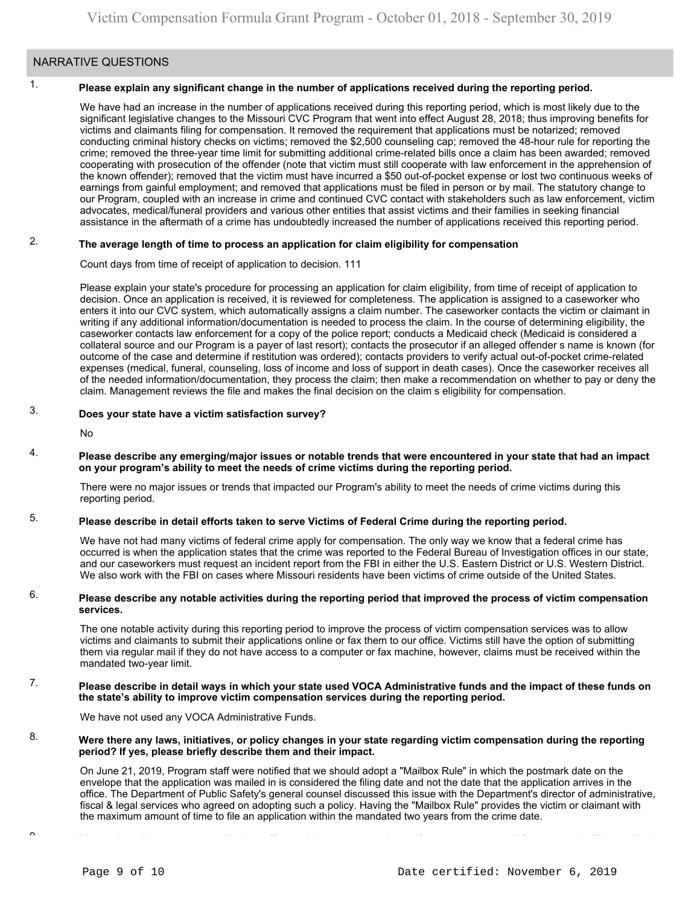## NARRATIVE QUESTIONS

1. **Please explain any significant change in the number of applications received during the reporting period.**

We have had an increase in the number of applications received during this reporting period, which is most likely due to the significant legislative changes to the Missouri CVC Program that went into effect August 28, 2018; thus improving benefits for victims and claimants filing for compensation. It removed the requirement that applications must be notarized; removed conducting criminal history checks on victims; removed the $2,500 counseling cap; removed the 48-hour rule for reporting the crime; removed the three-year time limit for submitting additional crime-related bills once a claim has been awarded; removed cooperating with prosecution of the offender (note that victim must still cooperate with law enforcement in the apprehension of the known offender); removed that the victim must have incurred a $50 out-of-pocket expense or lost two continuous weeks of earnings from gainful employment; and removed that applications must be filed in person or by mail. The statutory change to our Program, coupled with an increase in crime and continued CVC contact with stakeholders such as law enforcement, victim advocates, medical/funeral providers and various other entities that assist victims and their families in seeking financial assistance in the aftermath of a crime has undoubtedly increased the number of applications received this reporting period.

2. **The average length of time to process an application for claim eligibility for compensation**

Count days from time of receipt of application to decision. 111

Please explain your state's procedure for processing an application for claim eligibility, from time of receipt of application to decision. Once an application is received, it is reviewed for completeness. The application is assigned to a caseworker who enters it into our CVC system, which automatically assigns a claim number. The caseworker contacts the victim or claimant in writing if any additional information/documentation is needed to process the claim. In the course of determining eligibility, the caseworker contacts law enforcement for a copy of the police report; conducts a Medicaid check (Medicaid is considered a collateral source and our Program is a payer of last resort); contacts the prosecutor if an alleged offender s name is known (for outcome of the case and determine if restitution was ordered); contacts providers to verify actual out-of-pocket crime-related expenses (medical, funeral, counseling, loss of income and loss of support in death cases). Once the caseworker receives all of the needed information/documentation, they process the claim; then make a recommendation on whether to pay or deny the claim. Management reviews the file and makes the final decision on the claim s eligibility for compensation.

3. **Does your state have a victim satisfaction survey?**

No

4. **Please describe any emerging/major issues or notable trends that were encountered in your state that had an impact on your program's ability to meet the needs of crime victims during the reporting period.**

There were no major issues or trends that impacted our Program's ability to meet the needs of crime victims during this reporting period.

5. **Please describe in detail efforts taken to serve Victims of Federal Crime during the reporting period.**

We have not had many victims of federal crime apply for compensation. The only way we know that a federal crime has occurred is when the application states that the crime was reported to the Federal Bureau of Investigation offices in our state, and our caseworkers must request an incident report from the FBI in either the U.S. Eastern District or U.S. Western District. We also work with the FBI on cases where Missouri residents have been victims of crime outside of the United States.

6. **Please describe any notable activities during the reporting period that improved the process of victim compensation services.**

The one notable activity during this reporting period to improve the process of victim compensation services was to allow victims and claimants to submit their applications online or fax them to our office. Victims still have the option of submitting them via regular mail if they do not have access to a computer or fax machine, however, claims must be received within the mandated two-year limit.

7. **Please describe in detail ways in which your state used VOCA Administrative funds and the impact of these funds on the state's ability to improve victim compensation services during the reporting period.**

We have not used any VOCA Administrative Funds.

8. **Were there any laws, initiatives, or policy changes in your state regarding victim compensation during the reporting period? If yes, please briefly describe them and their impact.**

On June 21, 2019, Program staff were notified that we should adopt a "Mailbox Rule" in which the postmark date on the envelope that the application was mailed in is considered the filing date and not the date that the application arrives in the office. The Department of Public Safety's general counsel discussed this issue with the Department's director of administrative, fiscal & legal services who agreed on adopting such a policy. Having the "Mailbox Rule" provides the victim or claimant with the maximum amount of time to file an application within the mandated two years from the crime date.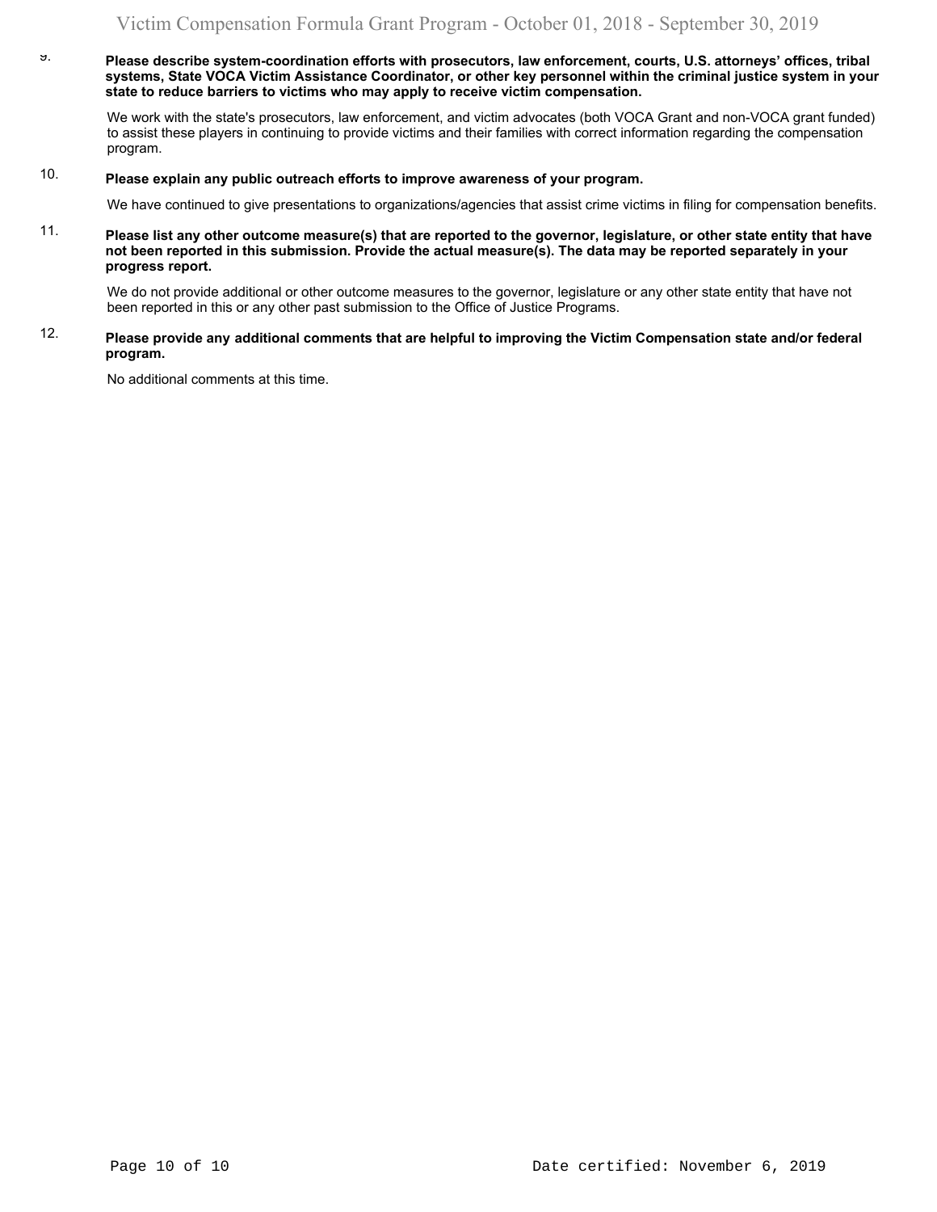9. **Please describe system-coordination efforts with prosecutors, law enforcement, courts, U.S. attorneys' offices, tribal systems, State VOCA Victim Assistance Coordinator, or other key personnel within the criminal justice system in your state to reduce barriers to victims who may apply to receive victim compensation.**

   We work with the state's prosecutors, law enforcement, and victim advocates (both VOCA Grant and non-VOCA grant funded) to assist these players in continuing to provide victims and their families with correct information regarding the compensation program.

10. **Please explain any public outreach efforts to improve awareness of your program.**

    We have continued to give presentations to organizations/agencies that assist crime victims in filing for compensation benefits.

11. **Please list any other outcome measure(s) that are reported to the governor, legislature, or other state entity that have not been reported in this submission. Provide the actual measure(s). The data may be reported separately in your progress report.**

    We do not provide additional or other outcome measures to the governor, legislature or any other state entity that have not been reported in this or any other past submission to the Office of Justice Programs.

12. **Please provide any additional comments that are helpful to improving the Victim Compensation state and/or federal program.**

    No additional comments at this time.

Date certified: November 6, 2019